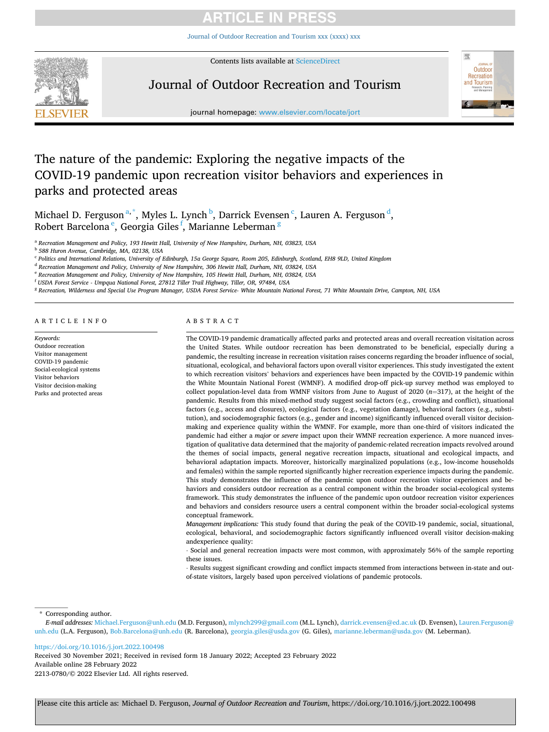# The nature of the pandemic: Exploring the negative impacts of the COVID-19 pandemic upon recreation visitor behaviors and experiences in parks and protected areas

Michael D. Ferguson [a,*], Myles L. Lynch [b], Darrick Evensen [c], Lauren A. Ferguson [d], Robert Barcelona [e], Georgia Giles [f], Marianne Leberman [g]

[a] Recreation Management and Policy, 193 Hewitt Hall, University of New Hampshire, Durham, NH, 03823, USA
[b] 588 Huron Avenue, Cambridge, MA, 02138, USA
[c] Politics and International Relations, University of Edinburgh, 15a George Square, Room 205, Edinburgh, Scotland, EH8 9LD, United Kingdom
[d] Recreation Management and Policy, University of New Hampshire, 306 Hewitt Hall, Durham, NH, 03824, USA
[e] Recreation Management and Policy, University of New Hampshire, 105 Hewitt Hall, Durham, NH, 03824, USA
[f] USDA Forest Service - Umpqua National Forest, 27812 Tiller Trail Highway, Tiller, OR, 97484, USA
[g] Recreation, Wilderness and Special Use Program Manager, USDA Forest Service- White Mountain National Forest, 71 White Mountain Drive, Campton, NH, USA

## ARTICLE INFO

*Keywords:*
Outdoor recreation
Visitor management
COVID-19 pandemic
Social-ecological systems
Visitor behaviors
Visitor decision-making
Parks and protected areas

## ABSTRACT

The COVID-19 pandemic dramatically affected parks and protected areas and overall recreation visitation across the United States. While outdoor recreation has been demonstrated to be beneficial, especially during a pandemic, the resulting increase in recreation visitation raises concerns regarding the broader influence of social, situational, ecological, and behavioral factors upon overall visitor experiences. This study investigated the extent to which recreation visitors' behaviors and experiences have been impacted by the COVID-19 pandemic within the White Mountain National Forest (WMNF). A modified drop-off pick-up survey method was employed to collect population-level data from WMNF visitors from June to August of 2020 ($n$=317), at the height of the pandemic. Results from this mixed-method study suggest social factors (e.g., crowding and conflict), situational factors (e.g., access and closures), ecological factors (e.g., vegetation damage), behavioral factors (e.g., substitution), and sociodemographic factors (e.g., gender and income) significantly influenced overall visitor decision-making and experience quality within the WMNF. For example, more than one-third of visitors indicated the pandemic had either a *major* or *severe* impact upon their WMNF recreation experience. A more nuanced investigation of qualitative data determined that the majority of pandemic-related recreation impacts revolved around the themes of social impacts, general negative recreation impacts, situational and ecological impacts, and behavioral adaptation impacts. Moreover, historically marginalized populations (e.g., low-income households and females) within the sample reported significantly higher recreation experience impacts during the pandemic. This study demonstrates the influence of the pandemic upon outdoor recreation visitor experiences and behaviors and considers outdoor recreation as a central component within the broader social-ecological systems framework. This study demonstrates the influence of the pandemic upon outdoor recreation visitor experiences and behaviors and considers resource users a central component within the broader social-ecological systems conceptual framework.

*Management implications:* This study found that during the peak of the COVID-19 pandemic, social, situational, ecological, behavioral, and sociodemographic factors significantly influenced overall visitor decision-making andexperience quality:

- Social and general recreation impacts were most common, with approximately 56% of the sample reporting these issues.
- Results suggest significant crowding and conflict impacts stemmed from interactions between in-state and out-of-state visitors, largely based upon perceived violations of pandemic protocols.

---

\* Corresponding author.
*E-mail addresses:* Michael.Ferguson@unh.edu (M.D. Ferguson), mlynch299@gmail.com (M.L. Lynch), darrick.evensen@ed.ac.uk (D. Evensen), Lauren.Ferguson@unh.edu (L.A. Ferguson), Bob.Barcelona@unh.edu (R. Barcelona), georgia.giles@usda.gov (G. Giles), marianne.leberman@usda.gov (M. Leberman).

https://doi.org/10.1016/j.jort.2022.100498
Received 30 November 2021; Received in revised form 18 January 2022; Accepted 23 February 2022
Available online 28 February 2022
2213-0780/© 2022 Elsevier Ltd. All rights reserved.

Please cite this article as: Michael D. Ferguson, *Journal of Outdoor Recreation and Tourism*, https://doi.org/10.1016/j.jort.2022.100498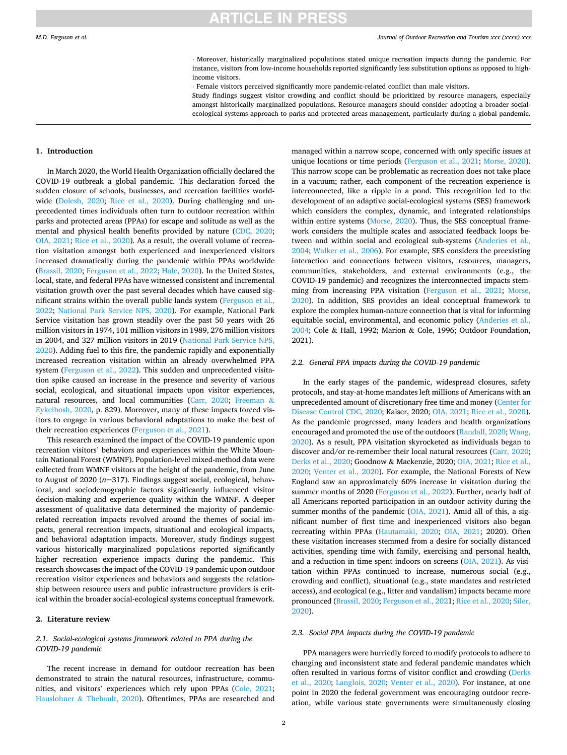· Moreover, historically marginalized populations stated unique recreation impacts during the pandemic. For instance, visitors from low-income households reported significantly less substitution options as opposed to high-income visitors.

· Female visitors perceived significantly more pandemic-related conflict than male visitors.

Study findings suggest visitor crowding and conflict should be prioritized by resource managers, especially amongst historically marginalized populations. Resource managers should consider adopting a broader social-ecological systems approach to parks and protected areas management, particularly during a global pandemic.

## 1. Introduction

In March 2020, the World Health Organization officially declared the COVID-19 outbreak a global pandemic. This declaration forced the sudden closure of schools, businesses, and recreation facilities worldwide (Dolesh, 2020; Rice et al., 2020). During challenging and unprecedented times individuals often turn to outdoor recreation within parks and protected areas (PPAs) for escape and solitude as well as the mental and physical health benefits provided by nature (CDC, 2020; OIA, 2021; Rice et al., 2020). As a result, the overall volume of recreation visitation amongst both experienced and inexperienced visitors increased dramatically during the pandemic within PPAs worldwide (Brassil, 2020; Ferguson et al., 2022; Hale, 2020). In the United States, local, state, and federal PPAs have witnessed consistent and incremental visitation growth over the past several decades which have caused significant strains within the overall public lands system (Ferguson et al., 2022; National Park Service NPS, 2020). For example, National Park Service visitation has grown steadily over the past 50 years with 26 million visitors in 1974, 101 million visitors in 1989, 276 million visitors in 2004, and 327 million visitors in 2019 (National Park Service NPS, 2020). Adding fuel to this fire, the pandemic rapidly and exponentially increased recreation visitation within an already overwhelmed PPA system (Ferguson et al., 2022). This sudden and unprecedented visitation spike caused an increase in the presence and severity of various social, ecological, and situational impacts upon visitor experiences, natural resources, and local communities (Carr, 2020; Freeman & Eykelbosh, 2020, p. 829). Moreover, many of these impacts forced visitors to engage in various behavioral adaptations to make the best of their recreation experiences (Ferguson et al., 2021).

This research examined the impact of the COVID-19 pandemic upon recreation visitors' behaviors and experiences within the White Mountain National Forest (WMNF). Population-level mixed-method data were collected from WMNF visitors at the height of the pandemic, from June to August of 2020 ($n$=317). Findings suggest social, ecological, behavioral, and sociodemographic factors significantly influenced visitor decision-making and experience quality within the WMNF. A deeper assessment of qualitative data determined the majority of pandemic-related recreation impacts revolved around the themes of social impacts, general recreation impacts, situational and ecological impacts, and behavioral adaptation impacts. Moreover, study findings suggest various historically marginalized populations reported significantly higher recreation experience impacts during the pandemic. This research showcases the impact of the COVID-19 pandemic upon outdoor recreation visitor experiences and behaviors and suggests the relationship between resource users and public infrastructure providers is critical within the broader social-ecological systems conceptual framework.

## 2. Literature review

### 2.1. Social-ecological systems framework related to PPA during the COVID-19 pandemic

The recent increase in demand for outdoor recreation has been demonstrated to strain the natural resources, infrastructure, communities, and visitors' experiences which rely upon PPAs (Cole, 2021; Hauslohner & Thebault, 2020). Oftentimes, PPAs are researched and managed within a narrow scope, concerned with only specific issues at unique locations or time periods (Ferguson et al., 2021; Morse, 2020). This narrow scope can be problematic as recreation does not take place in a vacuum; rather, each component of the recreation experience is interconnected, like a ripple in a pond. This recognition led to the development of an adaptive social-ecological systems (SES) framework which considers the complex, dynamic, and integrated relationships within entire systems (Morse, 2020). Thus, the SES conceptual framework considers the multiple scales and associated feedback loops between and within social and ecological sub-systems (Anderies et al., 2004; Walker et al., 2006). For example, SES considers the preexisting interaction and connections between visitors, resources, managers, communities, stakeholders, and external environments (e.g., the COVID-19 pandemic) and recognizes the interconnected impacts stemming from increasing PPA visitation (Ferguson et al., 2021; Morse, 2020). In addition, SES provides an ideal conceptual framework to explore the complex human-nature connection that is vital for informing equitable social, environmental, and economic policy (Anderies et al., 2004; Cole & Hall, 1992; Marion & Cole, 1996; Outdoor Foundation, 2021).

### 2.2. General PPA impacts during the COVID-19 pandemic

In the early stages of the pandemic, widespread closures, safety protocols, and stay-at-home mandates left millions of Americans with an unprecedented amount of discretionary free time and money (Center for Disease Control CDC, 2020; Kaiser, 2020; OIA, 2021; Rice et al., 2020). As the pandemic progressed, many leaders and health organizations encouraged and promoted the use of the outdoors (Randall, 2020; Wang, 2020). As a result, PPA visitation skyrocketed as individuals began to discover and/or re-remember their local natural resources (Carr, 2020; Derks et al., 2020; Goodnow & Mackenzie, 2020; OIA, 2021; Rice et al., 2020; Venter et al., 2020). For example, the National Forests of New England saw an approximately 60% increase in visitation during the summer months of 2020 (Ferguson et al., 2022). Further, nearly half of all Americans reported participation in an outdoor activity during the summer months of the pandemic (OIA, 2021). Amid all of this, a significant number of first time and inexperienced visitors also began recreating within PPAs (Hautamaki, 2020; OIA, 2021; 2020). Often these visitation increases stemmed from a desire for socially distanced activities, spending time with family, exercising and personal health, and a reduction in time spent indoors on screens (OIA, 2021). As visitation within PPAs continued to increase, numerous social (e.g., crowding and conflict), situational (e.g., state mandates and restricted access), and ecological (e.g., litter and vandalism) impacts became more pronounced (Brassil, 2020; Ferguson et al., 2021; Rice et al., 2020; Siler, 2020).

### 2.3. Social PPA impacts during the COVID-19 pandemic

PPA managers were hurriedly forced to modify protocols to adhere to changing and inconsistent state and federal pandemic mandates which often resulted in various forms of visitor conflict and crowding (Derks et al., 2020; Langlois, 2020; Venter et al., 2020). For instance, at one point in 2020 the federal government was encouraging outdoor recreation, while various state governments were simultaneously closing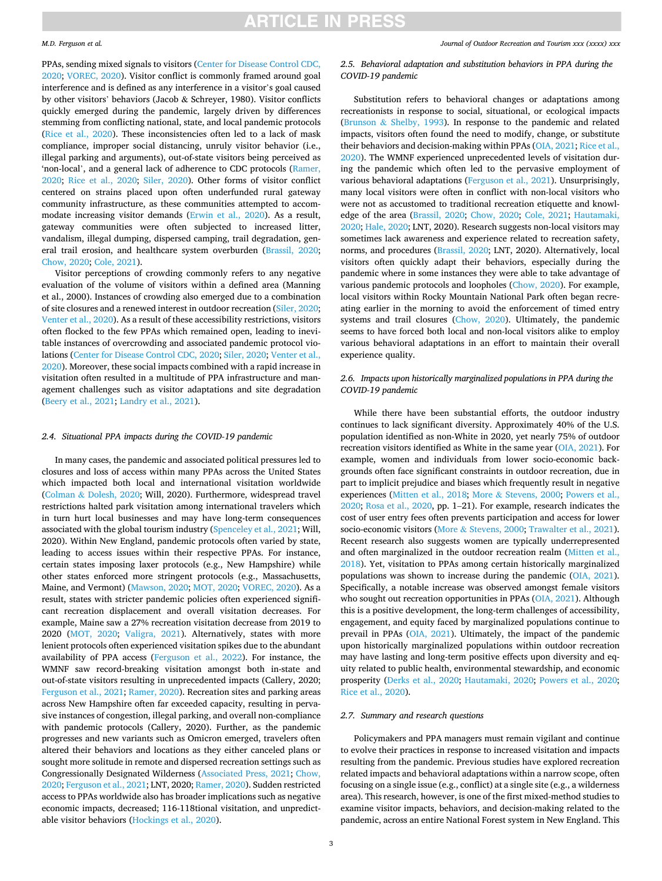PPAs, sending mixed signals to visitors (Center for Disease Control CDC, 2020; VOREC, 2020). Visitor conflict is commonly framed around goal interference and is defined as any interference in a visitor's goal caused by other visitors' behaviors (Jacob & Schreyer, 1980). Visitor conflicts quickly emerged during the pandemic, largely driven by differences stemming from conflicting national, state, and local pandemic protocols (Rice et al., 2020). These inconsistencies often led to a lack of mask compliance, improper social distancing, unruly visitor behavior (i.e., illegal parking and arguments), out-of-state visitors being perceived as 'non-local', and a general lack of adherence to CDC protocols (Ramer, 2020; Rice et al., 2020; Siler, 2020). Other forms of visitor conflict centered on strains placed upon often underfunded rural gateway community infrastructure, as these communities attempted to accommodate increasing visitor demands (Erwin et al., 2020). As a result, gateway communities were often subjected to increased litter, vandalism, illegal dumping, dispersed camping, trail degradation, general trail erosion, and healthcare system overburden (Brassil, 2020; Chow, 2020; Cole, 2021).

Visitor perceptions of crowding commonly refers to any negative evaluation of the volume of visitors within a defined area (Manning et al., 2000). Instances of crowding also emerged due to a combination of site closures and a renewed interest in outdoor recreation (Siler, 2020; Venter et al., 2020). As a result of these accessibility restrictions, visitors often flocked to the few PPAs which remained open, leading to inevitable instances of overcrowding and associated pandemic protocol violations (Center for Disease Control CDC, 2020; Siler, 2020; Venter et al., 2020). Moreover, these social impacts combined with a rapid increase in visitation often resulted in a multitude of PPA infrastructure and management challenges such as visitor adaptations and site degradation (Beery et al., 2021; Landry et al., 2021).

### 2.4. Situational PPA impacts during the COVID-19 pandemic

In many cases, the pandemic and associated political pressures led to closures and loss of access within many PPAs across the United States which impacted both local and international visitation worldwide (Colman & Dolesh, 2020; Will, 2020). Furthermore, widespread travel restrictions halted park visitation among international travelers which in turn hurt local businesses and may have long-term consequences associated with the global tourism industry (Spenceley et al., 2021; Will, 2020). Within New England, pandemic protocols often varied by state, leading to access issues within their respective PPAs. For instance, certain states imposing laxer protocols (e.g., New Hampshire) while other states enforced more stringent protocols (e.g., Massachusetts, Maine, and Vermont) (Mawson, 2020; MOT, 2020; VOREC, 2020). As a result, states with stricter pandemic policies often experienced significant recreation displacement and overall visitation decreases. For example, Maine saw a 27% recreation visitation decrease from 2019 to 2020 (MOT, 2020; Valigra, 2021). Alternatively, states with more lenient protocols often experienced visitation spikes due to the abundant availability of PPA access (Ferguson et al., 2022). For instance, the WMNF saw record-breaking visitation amongst both in-state and out-of-state visitors resulting in unprecedented impacts (Callery, 2020; Ferguson et al., 2021; Ramer, 2020). Recreation sites and parking areas across New Hampshire often far exceeded capacity, resulting in pervasive instances of congestion, illegal parking, and overall non-compliance with pandemic protocols (Callery, 2020). Further, as the pandemic progresses and new variants such as Omicron emerged, travelers often altered their behaviors and locations as they either canceled plans or sought more solitude in remote and dispersed recreation settings such as Congressionally Designated Wilderness (Associated Press, 2021; Chow, 2020; Ferguson et al., 2021; LNT, 2020; Ramer, 2020). Sudden restricted access to PPAs worldwide also has broader implications such as negative economic impacts, decreased; 116-118tional visitation, and unpredictable visitor behaviors (Hockings et al., 2020).

### 2.5. Behavioral adaptation and substitution behaviors in PPA during the COVID-19 pandemic

Substitution refers to behavioral changes or adaptations among recreationists in response to social, situational, or ecological impacts (Brunson & Shelby, 1993). In response to the pandemic and related impacts, visitors often found the need to modify, change, or substitute their behaviors and decision-making within PPAs (OIA, 2021; Rice et al., 2020). The WMNF experienced unprecedented levels of visitation during the pandemic which often led to the pervasive employment of various behavioral adaptations (Ferguson et al., 2021). Unsurprisingly, many local visitors were often in conflict with non-local visitors who were not as accustomed to traditional recreation etiquette and knowledge of the area (Brassil, 2020; Chow, 2020; Cole, 2021; Hautamaki, 2020; Hale, 2020; LNT, 2020). Research suggests non-local visitors may sometimes lack awareness and experience related to recreation safety, norms, and procedures (Brassil, 2020; LNT, 2020). Alternatively, local visitors often quickly adapt their behaviors, especially during the pandemic where in some instances they were able to take advantage of various pandemic protocols and loopholes (Chow, 2020). For example, local visitors within Rocky Mountain National Park often began recreating earlier in the morning to avoid the enforcement of timed entry systems and trail closures (Chow, 2020). Ultimately, the pandemic seems to have forced both local and non-local visitors alike to employ various behavioral adaptations in an effort to maintain their overall experience quality.

### 2.6. Impacts upon historically marginalized populations in PPA during the COVID-19 pandemic

While there have been substantial efforts, the outdoor industry continues to lack significant diversity. Approximately 40% of the U.S. population identified as non-White in 2020, yet nearly 75% of outdoor recreation visitors identified as White in the same year (OIA, 2021). For example, women and individuals from lower socio-economic backgrounds often face significant constraints in outdoor recreation, due in part to implicit prejudice and biases which frequently result in negative experiences (Mitten et al., 2018; More & Stevens, 2000; Powers et al., 2020; Rosa et al., 2020, pp. 1–21). For example, research indicates the cost of user entry fees often prevents participation and access for lower socio-economic visitors (More & Stevens, 2000; Trawalter et al., 2021). Recent research also suggests women are typically underrepresented and often marginalized in the outdoor recreation realm (Mitten et al., 2018). Yet, visitation to PPAs among certain historically marginalized populations was shown to increase during the pandemic (OIA, 2021). Specifically, a notable increase was observed amongst female visitors who sought out recreation opportunities in PPAs (OIA, 2021). Although this is a positive development, the long-term challenges of accessibility, engagement, and equity faced by marginalized populations continue to prevail in PPAs (OIA, 2021). Ultimately, the impact of the pandemic upon historically marginalized populations within outdoor recreation may have lasting and long-term positive effects upon diversity and equity related to public health, environmental stewardship, and economic prosperity (Derks et al., 2020; Hautamaki, 2020; Powers et al., 2020; Rice et al., 2020).

### 2.7. Summary and research questions

Policymakers and PPA managers must remain vigilant and continue to evolve their practices in response to increased visitation and impacts resulting from the pandemic. Previous studies have explored recreation related impacts and behavioral adaptations within a narrow scope, often focusing on a single issue (e.g., conflict) at a single site (e.g., a wilderness area). This research, however, is one of the first mixed-method studies to examine visitor impacts, behaviors, and decision-making related to the pandemic, across an entire National Forest system in New England. This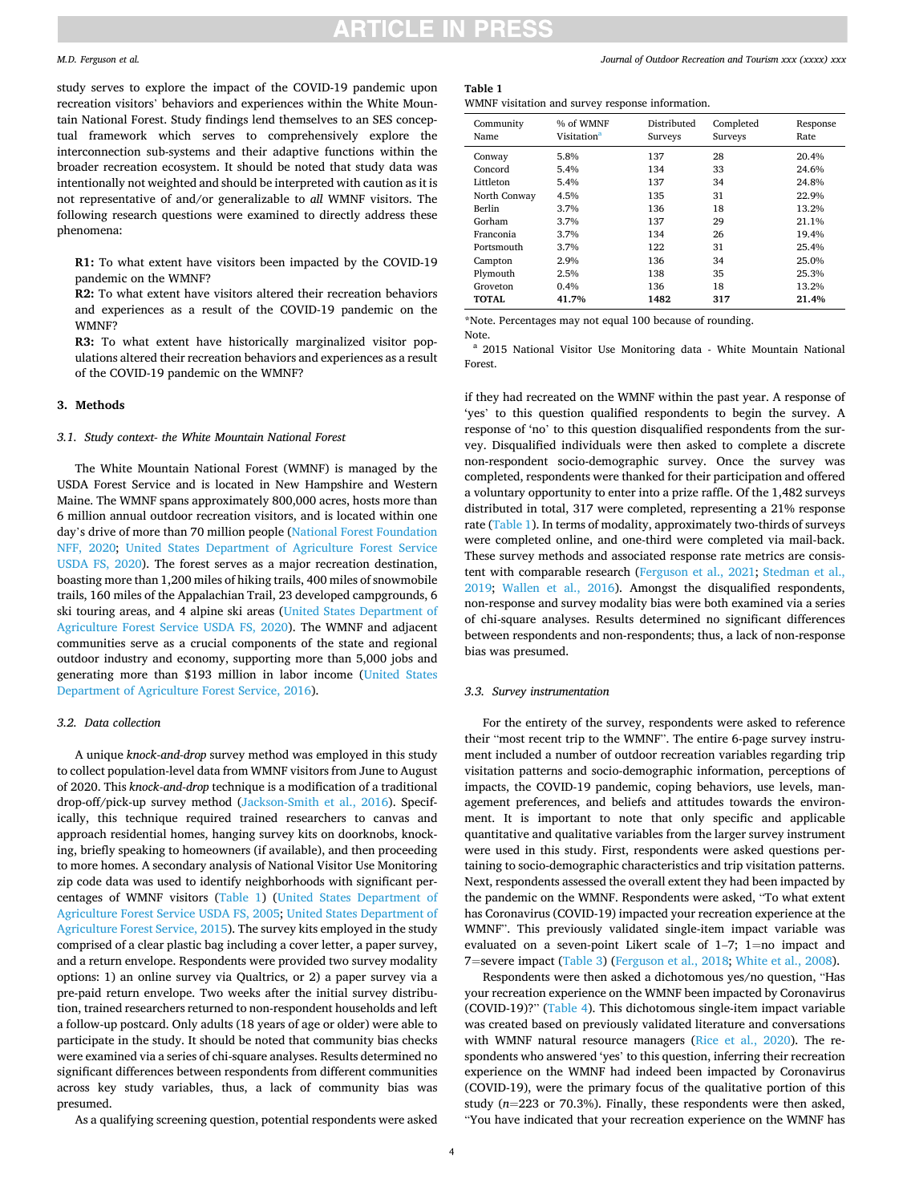study serves to explore the impact of the COVID-19 pandemic upon recreation visitors' behaviors and experiences within the White Mountain National Forest. Study findings lend themselves to an SES conceptual framework which serves to comprehensively explore the interconnection sub-systems and their adaptive functions within the broader recreation ecosystem. It should be noted that study data was intentionally not weighted and should be interpreted with caution as it is not representative of and/or generalizable to *all* WMNF visitors. The following research questions were examined to directly address these phenomena:

**R1:** To what extent have visitors been impacted by the COVID-19 pandemic on the WMNF?

**R2:** To what extent have visitors altered their recreation behaviors and experiences as a result of the COVID-19 pandemic on the WMNF?

**R3:** To what extent have historically marginalized visitor populations altered their recreation behaviors and experiences as a result of the COVID-19 pandemic on the WMNF?

## 3. Methods

### 3.1. Study context- the White Mountain National Forest

The White Mountain National Forest (WMNF) is managed by the USDA Forest Service and is located in New Hampshire and Western Maine. The WMNF spans approximately 800,000 acres, hosts more than 6 million annual outdoor recreation visitors, and is located within one day's drive of more than 70 million people (National Forest Foundation NFF, 2020; United States Department of Agriculture Forest Service USDA FS, 2020). The forest serves as a major recreation destination, boasting more than 1,200 miles of hiking trails, 400 miles of snowmobile trails, 160 miles of the Appalachian Trail, 23 developed campgrounds, 6 ski touring areas, and 4 alpine ski areas (United States Department of Agriculture Forest Service USDA FS, 2020). The WMNF and adjacent communities serve as a crucial components of the state and regional outdoor industry and economy, supporting more than 5,000 jobs and generating more than $193 million in labor income (United States Department of Agriculture Forest Service, 2016).

### 3.2. Data collection

A unique *knock-and-drop* survey method was employed in this study to collect population-level data from WMNF visitors from June to August of 2020. This *knock-and-drop* technique is a modification of a traditional drop-off/pick-up survey method (Jackson-Smith et al., 2016). Specifically, this technique required trained researchers to canvas and approach residential homes, hanging survey kits on doorknobs, knocking, briefly speaking to homeowners (if available), and then proceeding to more homes. A secondary analysis of National Visitor Use Monitoring zip code data was used to identify neighborhoods with particular percentages of WMNF visitors (Table 1) (United States Department of Agriculture Forest Service USDA FS, 2005; United States Department of Agriculture Forest Service, 2015). The survey kits employed in the study comprised of a clear plastic bag including a cover letter, a paper survey, and a return envelope. Respondents were provided two survey modality options: 1) an online survey via Qualtrics, or 2) a paper survey via a pre-paid return envelope. Two weeks after the initial survey distribution, trained researchers returned to non-respondent households and left a follow-up postcard. Only adults (18 years of age or older) were able to participate in the study. It should be noted that community bias checks were examined via a series of chi-square analyses. Results determined no significant differences between respondents from different communities across key study variables, thus, a lack of community bias was presumed.

As a qualifying screening question, potential respondents were asked if they had recreated on the WMNF within the past year. A response of 'yes' to this question qualified respondents to begin the survey. A response of 'no' to this question disqualified respondents from the survey. Disqualified individuals were then asked to complete a discrete non-respondent socio-demographic survey. Once the survey was completed, respondents were thanked for their participation and offered a voluntary opportunity to enter into a prize raffle. Of the 1,482 surveys distributed in total, 317 were completed, representing a 21% response rate (Table 1). In terms of modality, approximately two-thirds of surveys were completed online, and one-third were completed via mail-back. These survey methods and associated response rate metrics are consistent with comparable research (Ferguson et al., 2021; Stedman et al., 2019; Wallen et al., 2016). Amongst the disqualified respondents, non-response and survey modality bias were both examined via a series of chi-square analyses. Results determined no significant differences between respondents and non-respondents; thus, a lack of non-response bias was presumed.

**Table 1**
WMNF visitation and survey response information.

| Community Name | % of WMNF Visitation[a] | Distributed Surveys | Completed Surveys | Response Rate |
|---|---|---|---|---|
| Conway | 5.8% | 137 | 28 | 20.4% |
| Concord | 5.4% | 134 | 33 | 24.6% |
| Littleton | 5.4% | 137 | 34 | 24.8% |
| North Conway | 4.5% | 135 | 31 | 22.9% |
| Berlin | 3.7% | 136 | 18 | 13.2% |
| Gorham | 3.7% | 137 | 29 | 21.1% |
| Franconia | 3.7% | 134 | 26 | 19.4% |
| Portsmouth | 3.7% | 122 | 31 | 25.4% |
| Campton | 2.9% | 136 | 34 | 25.0% |
| Plymouth | 2.5% | 138 | 35 | 25.3% |
| Groveton | 0.4% | 136 | 18 | 13.2% |
| **TOTAL** | **41.7%** | **1482** | **317** | **21.4%** |

*Note. Percentages may not equal 100 because of rounding.
Note.
[a] 2015 National Visitor Use Monitoring data - White Mountain National Forest.

### 3.3. Survey instrumentation

For the entirety of the survey, respondents were asked to reference their "most recent trip to the WMNF". The entire 6-page survey instrument included a number of outdoor recreation variables regarding trip visitation patterns and socio-demographic information, perceptions of impacts, the COVID-19 pandemic, coping behaviors, use levels, management preferences, and beliefs and attitudes towards the environment. It is important to note that only specific and applicable quantitative and qualitative variables from the larger survey instrument were used in this study. First, respondents were asked questions pertaining to socio-demographic characteristics and trip visitation patterns. Next, respondents assessed the overall extent they had been impacted by the pandemic on the WMNF. Respondents were asked, "To what extent has Coronavirus (COVID-19) impacted your recreation experience at the WMNF". This previously validated single-item impact variable was evaluated on a seven-point Likert scale of 1–7; 1=no impact and 7=severe impact (Table 3) (Ferguson et al., 2018; White et al., 2008).

Respondents were then asked a dichotomous yes/no question, "Has your recreation experience on the WMNF been impacted by Coronavirus (COVID-19)?" (Table 4). This dichotomous single-item impact variable was created based on previously validated literature and conversations with WMNF natural resource managers (Rice et al., 2020). The respondents who answered 'yes' to this question, inferring their recreation experience on the WMNF had indeed been impacted by Coronavirus (COVID-19), were the primary focus of the qualitative portion of this study ($n$=223 or 70.3%). Finally, these respondents were then asked, "You have indicated that your recreation experience on the WMNF has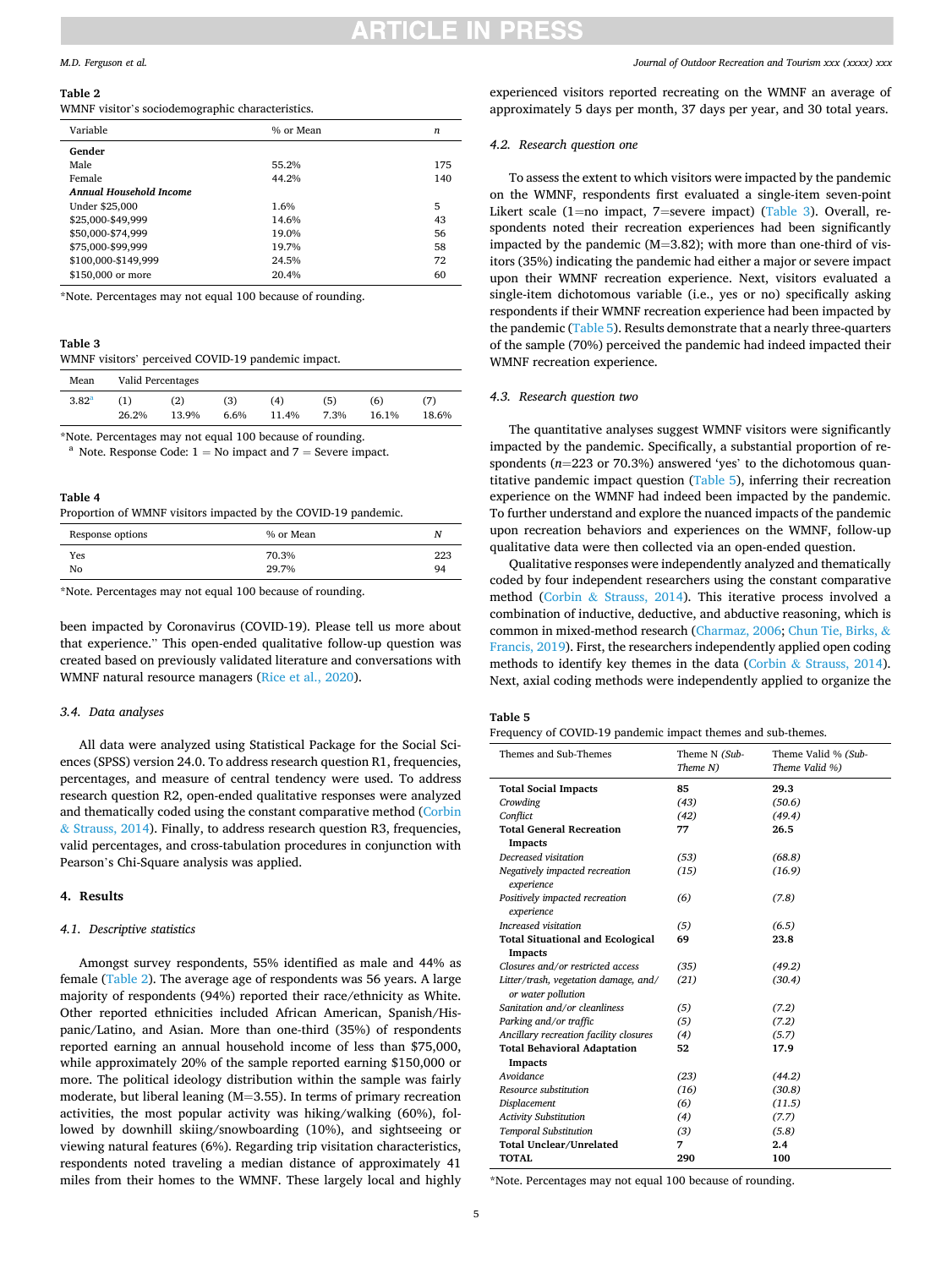**Table 2**
WMNF visitor's sociodemographic characteristics.

| Variable | % or Mean | *n* |
|---|---|---|
| **Gender** | | |
| Male | 55.2% | 175 |
| Female | 44.2% | 140 |
| ***Annual Household Income*** | | |
| Under $25,000 | 1.6% | 5 |
| $25,000-$49,999 | 14.6% | 43 |
| $50,000-$74,999 | 19.0% | 56 |
| $75,000-$99,999 | 19.7% | 58 |
| $100,000-$149,999 | 24.5% | 72 |
| $150,000 or more | 20.4% | 60 |

*Note. Percentages may not equal 100 because of rounding.

**Table 3**
WMNF visitors' perceived COVID-19 pandemic impact.

| Mean | Valid Percentages | | | | | | |
|---|---|---|---|---|---|---|---|
| 3.82[a] | (1) 26.2% | (2) 13.9% | (3) 6.6% | (4) 11.4% | (5) 7.3% | (6) 16.1% | (7) 18.6% |

*Note. Percentages may not equal 100 because of rounding.
[a] Note. Response Code: 1 = No impact and 7 = Severe impact.

**Table 4**
Proportion of WMNF visitors impacted by the COVID-19 pandemic.

| Response options | % or Mean | *N* |
|---|---|---|
| Yes | 70.3% | 223 |
| No | 29.7% | 94 |

*Note. Percentages may not equal 100 because of rounding.

been impacted by Coronavirus (COVID-19). Please tell us more about that experience." This open-ended qualitative follow-up question was created based on previously validated literature and conversations with WMNF natural resource managers (Rice et al., 2020).

### 3.4. Data analyses

All data were analyzed using Statistical Package for the Social Sciences (SPSS) version 24.0. To address research question R1, frequencies, percentages, and measure of central tendency were used. To address research question R2, open-ended qualitative responses were analyzed and thematically coded using the constant comparative method (Corbin & Strauss, 2014). Finally, to address research question R3, frequencies, valid percentages, and cross-tabulation procedures in conjunction with Pearson's Chi-Square analysis was applied.

## 4. Results

### 4.1. Descriptive statistics

Amongst survey respondents, 55% identified as male and 44% as female (Table 2). The average age of respondents was 56 years. A large majority of respondents (94%) reported their race/ethnicity as White. Other reported ethnicities included African American, Spanish/Hispanic/Latino, and Asian. More than one-third (35%) of respondents reported earning an annual household income of less than $75,000, while approximately 20% of the sample reported earning $150,000 or more. The political ideology distribution within the sample was fairly moderate, but liberal leaning (M=3.55). In terms of primary recreation activities, the most popular activity was hiking/walking (60%), followed by downhill skiing/snowboarding (10%), and sightseeing or viewing natural features (6%). Regarding trip visitation characteristics, respondents noted traveling a median distance of approximately 41 miles from their homes to the WMNF. These largely local and highly experienced visitors reported recreating on the WMNF an average of approximately 5 days per month, 37 days per year, and 30 total years.

### 4.2. Research question one

To assess the extent to which visitors were impacted by the pandemic on the WMNF, respondents first evaluated a single-item seven-point Likert scale (1=no impact, 7=severe impact) (Table 3). Overall, respondents noted their recreation experiences had been significantly impacted by the pandemic (M=3.82); with more than one-third of visitors (35%) indicating the pandemic had either a major or severe impact upon their WMNF recreation experience. Next, visitors evaluated a single-item dichotomous variable (i.e., yes or no) specifically asking respondents if their WMNF recreation experience had been impacted by the pandemic (Table 5). Results demonstrate that a nearly three-quarters of the sample (70%) perceived the pandemic had indeed impacted their WMNF recreation experience.

### 4.3. Research question two

The quantitative analyses suggest WMNF visitors were significantly impacted by the pandemic. Specifically, a substantial proportion of respondents (n=223 or 70.3%) answered 'yes' to the dichotomous quantitative pandemic impact question (Table 5), inferring their recreation experience on the WMNF had indeed been impacted by the pandemic. To further understand and explore the nuanced impacts of the pandemic upon recreation behaviors and experiences on the WMNF, follow-up qualitative data were then collected via an open-ended question.

Qualitative responses were independently analyzed and thematically coded by four independent researchers using the constant comparative method (Corbin & Strauss, 2014). This iterative process involved a combination of inductive, deductive, and abductive reasoning, which is common in mixed-method research (Charmaz, 2006; Chun Tie, Birks, & Francis, 2019). First, the researchers independently applied open coding methods to identify key themes in the data (Corbin & Strauss, 2014). Next, axial coding methods were independently applied to organize the

**Table 5**
Frequency of COVID-19 pandemic impact themes and sub-themes.

| Themes and Sub-Themes | Theme N *(Sub-Theme N)* | Theme Valid % *(Sub-Theme Valid %)* |
|---|---|---|
| **Total Social Impacts** | **85** | **29.3** |
| *Crowding* | *(43)* | *(50.6)* |
| *Conflict* | *(42)* | *(49.4)* |
| **Total General Recreation Impacts** | **77** | **26.5** |
| *Decreased visitation* | *(53)* | *(68.8)* |
| *Negatively impacted recreation experience* | *(15)* | *(16.9)* |
| *Positively impacted recreation experience* | *(6)* | *(7.8)* |
| *Increased visitation* | *(5)* | *(6.5)* |
| **Total Situational and Ecological Impacts** | **69** | **23.8** |
| *Closures and/or restricted access* | *(35)* | *(49.2)* |
| *Litter/trash, vegetation damage, and/or water pollution* | *(21)* | *(30.4)* |
| *Sanitation and/or cleanliness* | *(5)* | *(7.2)* |
| *Parking and/or traffic* | *(5)* | *(7.2)* |
| *Ancillary recreation facility closures* | *(4)* | *(5.7)* |
| **Total Behavioral Adaptation Impacts** | **52** | **17.9** |
| *Avoidance* | *(23)* | *(44.2)* |
| *Resource substitution* | *(16)* | *(30.8)* |
| *Displacement* | *(6)* | *(11.5)* |
| *Activity Substitution* | *(4)* | *(7.7)* |
| *Temporal Substitution* | *(3)* | *(5.8)* |
| **Total Unclear/Unrelated** | **7** | **2.4** |
| **TOTAL** | **290** | **100** |

*Note. Percentages may not equal 100 because of rounding.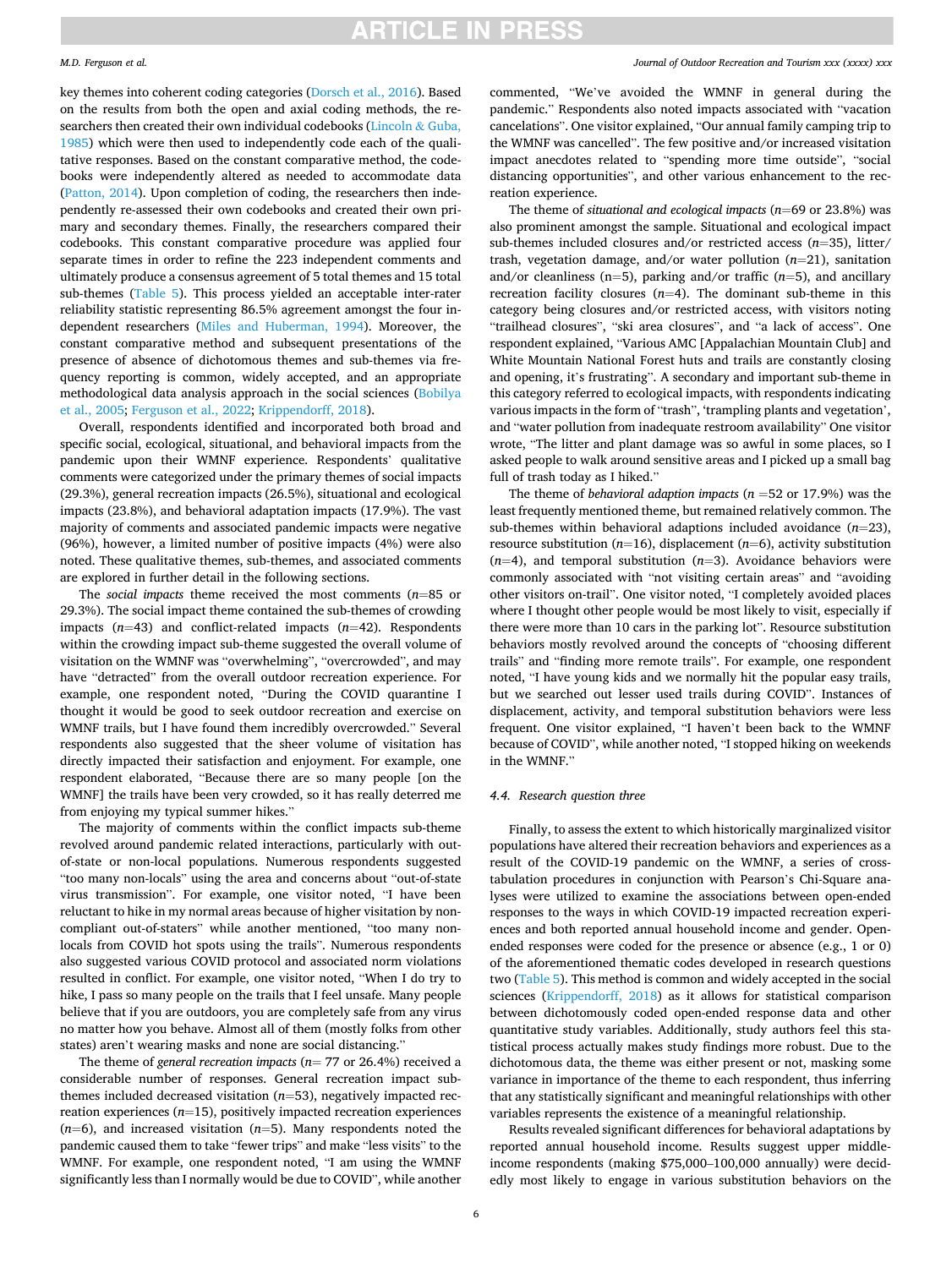key themes into coherent coding categories (Dorsch et al., 2016). Based on the results from both the open and axial coding methods, the researchers then created their own individual codebooks (Lincoln & Guba, 1985) which were then used to independently code each of the qualitative responses. Based on the constant comparative method, the codebooks were independently altered as needed to accommodate data (Patton, 2014). Upon completion of coding, the researchers then independently re-assessed their own codebooks and created their own primary and secondary themes. Finally, the researchers compared their codebooks. This constant comparative procedure was applied four separate times in order to refine the 223 independent comments and ultimately produce a consensus agreement of 5 total themes and 15 total sub-themes (Table 5). This process yielded an acceptable inter-rater reliability statistic representing 86.5% agreement amongst the four independent researchers (Miles and Huberman, 1994). Moreover, the constant comparative method and subsequent presentations of the presence of absence of dichotomous themes and sub-themes via frequency reporting is common, widely accepted, and an appropriate methodological data analysis approach in the social sciences (Bobilya et al., 2005; Ferguson et al., 2022; Krippendorff, 2018).

Overall, respondents identified and incorporated both broad and specific social, ecological, situational, and behavioral impacts from the pandemic upon their WMNF experience. Respondents' qualitative comments were categorized under the primary themes of social impacts (29.3%), general recreation impacts (26.5%), situational and ecological impacts (23.8%), and behavioral adaptation impacts (17.9%). The vast majority of comments and associated pandemic impacts were negative (96%), however, a limited number of positive impacts (4%) were also noted. These qualitative themes, sub-themes, and associated comments are explored in further detail in the following sections.

The *social impacts* theme received the most comments ($n$=85 or 29.3%). The social impact theme contained the sub-themes of crowding impacts ($n$=43) and conflict-related impacts ($n$=42). Respondents within the crowding impact sub-theme suggested the overall volume of visitation on the WMNF was "overwhelming", "overcrowded", and may have "detracted" from the overall outdoor recreation experience. For example, one respondent noted, "During the COVID quarantine I thought it would be good to seek outdoor recreation and exercise on WMNF trails, but I have found them incredibly overcrowded." Several respondents also suggested that the sheer volume of visitation has directly impacted their satisfaction and enjoyment. For example, one respondent elaborated, "Because there are so many people [on the WMNF] the trails have been very crowded, so it has really deterred me from enjoying my typical summer hikes."

The majority of comments within the conflict impacts sub-theme revolved around pandemic related interactions, particularly with out-of-state or non-local populations. Numerous respondents suggested "too many non-locals" using the area and concerns about "out-of-state virus transmission". For example, one visitor noted, "I have been reluctant to hike in my normal areas because of higher visitation by non-compliant out-of-staters" while another mentioned, "too many non-locals from COVID hot spots using the trails". Numerous respondents also suggested various COVID protocol and associated norm violations resulted in conflict. For example, one visitor noted, "When I do try to hike, I pass so many people on the trails that I feel unsafe. Many people believe that if you are outdoors, you are completely safe from any virus no matter how you behave. Almost all of them (mostly folks from other states) aren't wearing masks and none are social distancing."

The theme of *general recreation impacts* ($n$= 77 or 26.4%) received a considerable number of responses. General recreation impact sub-themes included decreased visitation ($n$=53), negatively impacted recreation experiences ($n$=15), positively impacted recreation experiences ($n$=6), and increased visitation ($n$=5). Many respondents noted the pandemic caused them to take "fewer trips" and make "less visits" to the WMNF. For example, one respondent noted, "I am using the WMNF significantly less than I normally would be due to COVID", while another commented, "We've avoided the WMNF in general during the pandemic." Respondents also noted impacts associated with "vacation cancelations". One visitor explained, "Our annual family camping trip to the WMNF was cancelled". The few positive and/or increased visitation impact anecdotes related to "spending more time outside", "social distancing opportunities", and other various enhancement to the recreation experience.

The theme of *situational and ecological impacts* ($n$=69 or 23.8%) was also prominent amongst the sample. Situational and ecological impact sub-themes included closures and/or restricted access ($n$=35), litter/trash, vegetation damage, and/or water pollution ($n$=21), sanitation and/or cleanliness (n=5), parking and/or traffic ($n$=5), and ancillary recreation facility closures ($n$=4). The dominant sub-theme in this category being closures and/or restricted access, with visitors noting "trailhead closures", "ski area closures", and "a lack of access". One respondent explained, "Various AMC [Appalachian Mountain Club] and White Mountain National Forest huts and trails are constantly closing and opening, it's frustrating". A secondary and important sub-theme in this category referred to ecological impacts, with respondents indicating various impacts in the form of "trash", 'trampling plants and vegetation', and "water pollution from inadequate restroom availability" One visitor wrote, "The litter and plant damage was so awful in some places, so I asked people to walk around sensitive areas and I picked up a small bag full of trash today as I hiked."

The theme of *behavioral adaption impacts* ($n$ =52 or 17.9%) was the least frequently mentioned theme, but remained relatively common. The sub-themes within behavioral adaptions included avoidance ($n$=23), resource substitution ($n$=16), displacement ($n$=6), activity substitution ($n$=4), and temporal substitution ($n$=3). Avoidance behaviors were commonly associated with "not visiting certain areas" and "avoiding other visitors on-trail". One visitor noted, "I completely avoided places where I thought other people would be most likely to visit, especially if there were more than 10 cars in the parking lot". Resource substitution behaviors mostly revolved around the concepts of "choosing different trails" and "finding more remote trails". For example, one respondent noted, "I have young kids and we normally hit the popular easy trails, but we searched out lesser used trails during COVID". Instances of displacement, activity, and temporal substitution behaviors were less frequent. One visitor explained, "I haven't been back to the WMNF because of COVID", while another noted, "I stopped hiking on weekends in the WMNF."

### 4.4. Research question three

Finally, to assess the extent to which historically marginalized visitor populations have altered their recreation behaviors and experiences as a result of the COVID-19 pandemic on the WMNF, a series of cross-tabulation procedures in conjunction with Pearson's Chi-Square analyses were utilized to examine the associations between open-ended responses to the ways in which COVID-19 impacted recreation experiences and both reported annual household income and gender. Open-ended responses were coded for the presence or absence (e.g., 1 or 0) of the aforementioned thematic codes developed in research questions two (Table 5). This method is common and widely accepted in the social sciences (Krippendorff, 2018) as it allows for statistical comparison between dichotomously coded open-ended response data and other quantitative study variables. Additionally, study authors feel this statistical process actually makes study findings more robust. Due to the dichotomous data, the theme was either present or not, masking some variance in importance of the theme to each respondent, thus inferring that any statistically significant and meaningful relationships with other variables represents the existence of a meaningful relationship.

Results revealed significant differences for behavioral adaptations by reported annual household income. Results suggest upper middle-income respondents (making $75,000–100,000 annually) were decidedly most likely to engage in various substitution behaviors on the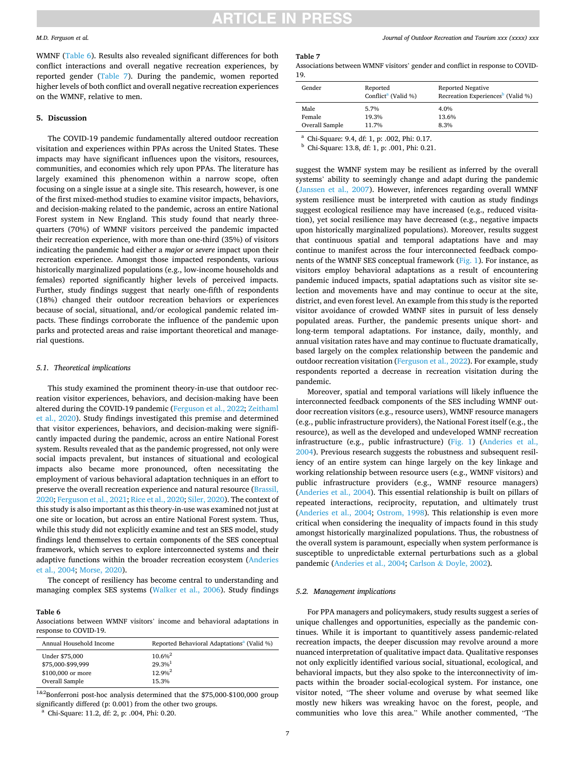WMNF (Table 6). Results also revealed significant differences for both conflict interactions and overall negative recreation experiences, by reported gender (Table 7). During the pandemic, women reported higher levels of both conflict and overall negative recreation experiences on the WMNF, relative to men.

## 5. Discussion

The COVID-19 pandemic fundamentally altered outdoor recreation visitation and experiences within PPAs across the United States. These impacts may have significant influences upon the visitors, resources, communities, and economies which rely upon PPAs. The literature has largely examined this phenomenon within a narrow scope, often focusing on a single issue at a single site. This research, however, is one of the first mixed-method studies to examine visitor impacts, behaviors, and decision-making related to the pandemic, across an entire National Forest system in New England. This study found that nearly three-quarters (70%) of WMNF visitors perceived the pandemic impacted their recreation experience, with more than one-third (35%) of visitors indicating the pandemic had either a *major* or *severe* impact upon their recreation experience. Amongst those impacted respondents, various historically marginalized populations (e.g., low-income households and females) reported significantly higher levels of perceived impacts. Further, study findings suggest that nearly one-fifth of respondents (18%) changed their outdoor recreation behaviors or experiences because of social, situational, and/or ecological pandemic related impacts. These findings corroborate the influence of the pandemic upon parks and protected areas and raise important theoretical and managerial questions.

### 5.1. Theoretical implications

This study examined the prominent theory-in-use that outdoor recreation visitor experiences, behaviors, and decision-making have been altered during the COVID-19 pandemic (Ferguson et al., 2022; Zeithaml et al., 2020). Study findings investigated this premise and determined that visitor experiences, behaviors, and decision-making were significantly impacted during the pandemic, across an entire National Forest system. Results revealed that as the pandemic progressed, not only were social impacts prevalent, but instances of situational and ecological impacts also became more pronounced, often necessitating the employment of various behavioral adaptation techniques in an effort to preserve the overall recreation experience and natural resource (Brassil, 2020; Ferguson et al., 2021; Rice et al., 2020; Siler, 2020). The context of this study is also important as this theory-in-use was examined not just at one site or location, but across an entire National Forest system. Thus, while this study did not explicitly examine and test an SES model, study findings lend themselves to certain components of the SES conceptual framework, which serves to explore interconnected systems and their adaptive functions within the broader recreation ecosystem (Anderies et al., 2004; Morse, 2020).

The concept of resiliency has become central to understanding and managing complex SES systems (Walker et al., 2006). Study findings suggest the WMNF system may be resilient as inferred by the overall systems' ability to seemingly change and adapt during the pandemic (Janssen et al., 2007). However, inferences regarding overall WMNF system resilience must be interpreted with caution as study findings suggest ecological resilience may have increased (e.g., reduced visitation), yet social resilience may have decreased (e.g., negative impacts upon historically marginalized populations). Moreover, results suggest that continuous spatial and temporal adaptations have and may continue to manifest across the four interconnected feedback components of the WMNF SES conceptual framework (Fig. 1). For instance, as visitors employ behavioral adaptations as a result of encountering pandemic induced impacts, spatial adaptations such as visitor site selection and movements have and may continue to occur at the site, district, and even forest level. An example from this study is the reported visitor avoidance of crowded WMNF sites in pursuit of less densely populated areas. Further, the pandemic presents unique short- and long-term temporal adaptations. For instance, daily, monthly, and annual visitation rates have and may continue to fluctuate dramatically, based largely on the complex relationship between the pandemic and outdoor recreation visitation (Ferguson et al., 2022). For example, study respondents reported a decrease in recreation visitation during the pandemic.

Moreover, spatial and temporal variations will likely influence the interconnected feedback components of the SES including WMNF outdoor recreation visitors (e.g., resource users), WMNF resource managers (e.g., public infrastructure providers), the National Forest itself (e.g., the resource), as well as the developed and undeveloped WMNF recreation infrastructure (e.g., public infrastructure) (Fig. 1) (Anderies et al., 2004). Previous research suggests the robustness and subsequent resiliency of an entire system can hinge largely on the key linkage and working relationship between resource users (e.g., WMNF visitors) and public infrastructure providers (e.g., WMNF resource managers) (Anderies et al., 2004). This essential relationship is built on pillars of repeated interactions, reciprocity, reputation, and ultimately trust (Anderies et al., 2004; Ostrom, 1998). This relationship is even more critical when considering the inequality of impacts found in this study amongst historically marginalized populations. Thus, the robustness of the overall system is paramount, especially when system performance is susceptible to unpredictable external perturbations such as a global pandemic (Anderies et al., 2004; Carlson & Doyle, 2002).

**Table 6**
Associations between WMNF visitors' income and behavioral adaptations in response to COVID-19.

| Annual Household Income | Reported Behavioral Adaptations[a] (Valid %) |
|---|---|
| Under $75,000 | 10.6%[2] |
| $75,000-$99,999 | 29.3%[1] |
| $100,000 or more | 12.9%[2] |
| Overall Sample | 15.3% |

[1&2]Bonferroni post-hoc analysis determined that the $75,000-$100,000 group significantly differed (p: 0.001) from the other two groups.
[a] Chi-Square: 11.2, df: 2, p: .004, Phi: 0.20.

**Table 7**
Associations between WMNF visitors' gender and conflict in response to COVID-19.

| Gender | Reported Conflict[a] (Valid %) | Reported Negative Recreation Experiences[b] (Valid %) |
|---|---|---|
| Male | 5.7% | 4.0% |
| Female | 19.3% | 13.6% |
| Overall Sample | 11.7% | 8.3% |

[a] Chi-Square: 9.4, df: 1, p: .002, Phi: 0.17.
[b] Chi-Square: 13.8, df: 1, p: .001, Phi: 0.21.

### 5.2. Management implications

For PPA managers and policymakers, study results suggest a series of unique challenges and opportunities, especially as the pandemic continues. While it is important to quantitively assess pandemic-related recreation impacts, the deeper discussion may revolve around a more nuanced interpretation of qualitative impact data. Qualitative responses not only explicitly identified various social, situational, ecological, and behavioral impacts, but they also spoke to the interconnectivity of impacts within the broader social-ecological system. For instance, one visitor noted, "The sheer volume and overuse by what seemed like mostly new hikers was wreaking havoc on the forest, people, and communities who love this area." While another commented, "The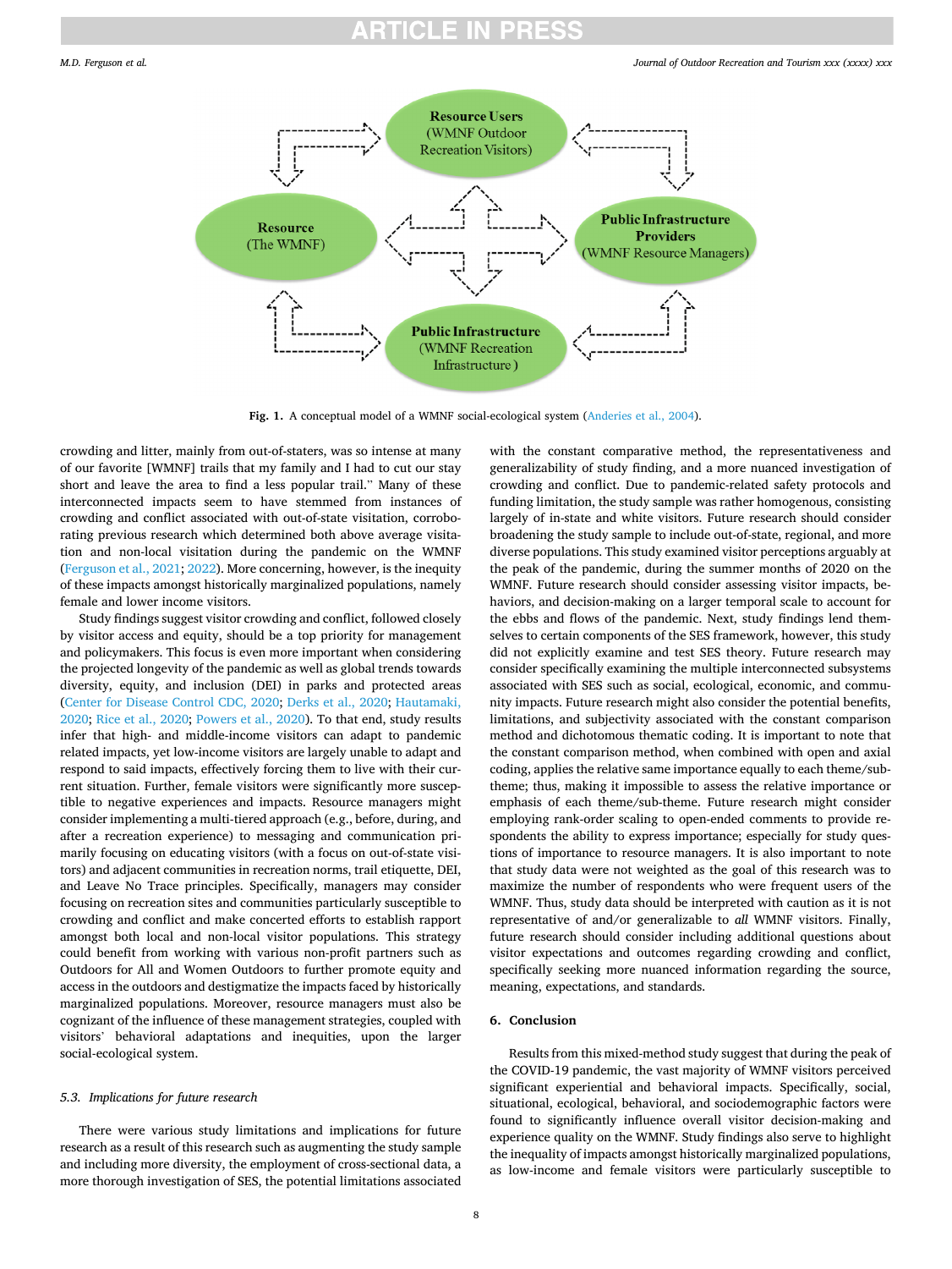Fig. 1. A conceptual model of a WMNF social-ecological system (Anderies et al., 2004).

crowding and litter, mainly from out-of-staters, was so intense at many of our favorite [WMNF] trails that my family and I had to cut our stay short and leave the area to find a less popular trail." Many of these interconnected impacts seem to have stemmed from instances of crowding and conflict associated with out-of-state visitation, corroborating previous research which determined both above average visitation and non-local visitation during the pandemic on the WMNF (Ferguson et al., 2021; 2022). More concerning, however, is the inequity of these impacts amongst historically marginalized populations, namely female and lower income visitors.

Study findings suggest visitor crowding and conflict, followed closely by visitor access and equity, should be a top priority for management and policymakers. This focus is even more important when considering the projected longevity of the pandemic as well as global trends towards diversity, equity, and inclusion (DEI) in parks and protected areas (Center for Disease Control CDC, 2020; Derks et al., 2020; Hautamaki, 2020; Rice et al., 2020; Powers et al., 2020). To that end, study results infer that high- and middle-income visitors can adapt to pandemic related impacts, yet low-income visitors are largely unable to adapt and respond to said impacts, effectively forcing them to live with their current situation. Further, female visitors were significantly more susceptible to negative experiences and impacts. Resource managers might consider implementing a multi-tiered approach (e.g., before, during, and after a recreation experience) to messaging and communication primarily focusing on educating visitors (with a focus on out-of-state visitors) and adjacent communities in recreation norms, trail etiquette, DEI, and Leave No Trace principles. Specifically, managers may consider focusing on recreation sites and communities particularly susceptible to crowding and conflict and make concerted efforts to establish rapport amongst both local and non-local visitor populations. This strategy could benefit from working with various non-profit partners such as Outdoors for All and Women Outdoors to further promote equity and access in the outdoors and destigmatize the impacts faced by historically marginalized populations. Moreover, resource managers must also be cognizant of the influence of these management strategies, coupled with visitors' behavioral adaptations and inequities, upon the larger social-ecological system.

### 5.3. Implications for future research

There were various study limitations and implications for future research as a result of this research such as augmenting the study sample and including more diversity, the employment of cross-sectional data, a more thorough investigation of SES, the potential limitations associated with the constant comparative method, the representativeness and generalizability of study finding, and a more nuanced investigation of crowding and conflict. Due to pandemic-related safety protocols and funding limitation, the study sample was rather homogenous, consisting largely of in-state and white visitors. Future research should consider broadening the study sample to include out-of-state, regional, and more diverse populations. This study examined visitor perceptions arguably at the peak of the pandemic, during the summer months of 2020 on the WMNF. Future research should consider assessing visitor impacts, behaviors, and decision-making on a larger temporal scale to account for the ebbs and flows of the pandemic. Next, study findings lend themselves to certain components of the SES framework, however, this study did not explicitly examine and test SES theory. Future research may consider specifically examining the multiple interconnected subsystems associated with SES such as social, ecological, economic, and community impacts. Future research might also consider the potential benefits, limitations, and subjectivity associated with the constant comparison method and dichotomous thematic coding. It is important to note that the constant comparison method, when combined with open and axial coding, applies the relative same importance equally to each theme/sub-theme; thus, making it impossible to assess the relative importance or emphasis of each theme/sub-theme. Future research might consider employing rank-order scaling to open-ended comments to provide respondents the ability to express importance; especially for study questions of importance to resource managers. It is also important to note that study data were not weighted as the goal of this research was to maximize the number of respondents who were frequent users of the WMNF. Thus, study data should be interpreted with caution as it is not representative of and/or generalizable to *all* WMNF visitors. Finally, future research should consider including additional questions about visitor expectations and outcomes regarding crowding and conflict, specifically seeking more nuanced information regarding the source, meaning, expectations, and standards.

## 6. Conclusion

Results from this mixed-method study suggest that during the peak of the COVID-19 pandemic, the vast majority of WMNF visitors perceived significant experiential and behavioral impacts. Specifically, social, situational, ecological, behavioral, and sociodemographic factors were found to significantly influence overall visitor decision-making and experience quality on the WMNF. Study findings also serve to highlight the inequality of impacts amongst historically marginalized populations, as low-income and female visitors were particularly susceptible to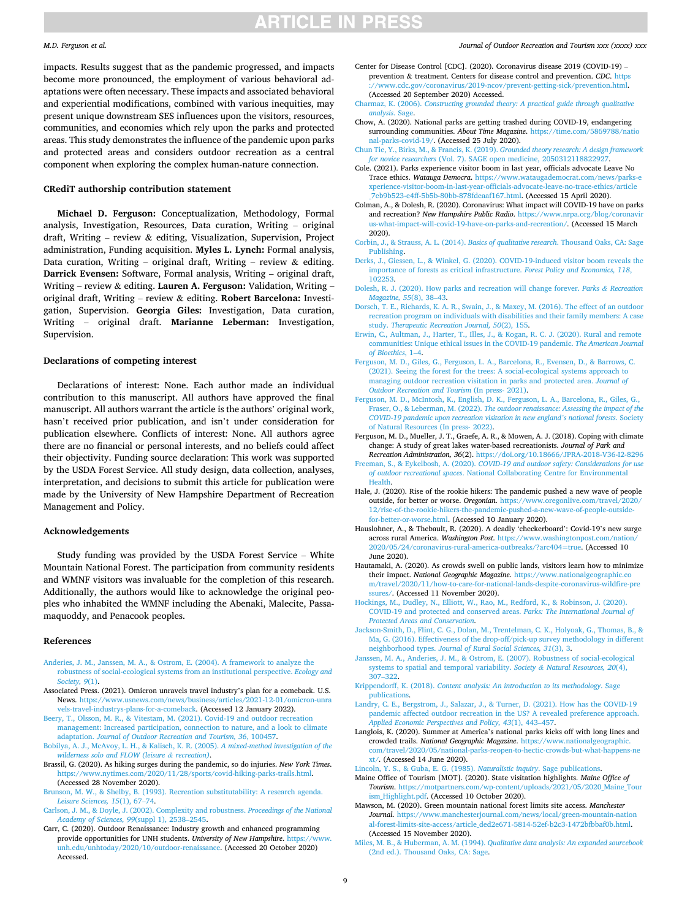impacts. Results suggest that as the pandemic progressed, and impacts become more pronounced, the employment of various behavioral adaptations were often necessary. These impacts and associated behavioral and experiential modifications, combined with various inequities, may present unique downstream SES influences upon the visitors, resources, communities, and economies which rely upon the parks and protected areas. This study demonstrates the influence of the pandemic upon parks and protected areas and considers outdoor recreation as a central component when exploring the complex human-nature connection.

## CRediT authorship contribution statement

**Michael D. Ferguson:** Conceptualization, Methodology, Formal analysis, Investigation, Resources, Data curation, Writing – original draft, Writing – review & editing, Visualization, Supervision, Project administration, Funding acquisition. **Myles L. Lynch:** Formal analysis, Data curation, Writing – original draft, Writing – review & editing. **Darrick Evensen:** Software, Formal analysis, Writing – original draft, Writing – review & editing. **Lauren A. Ferguson:** Validation, Writing – original draft, Writing – review & editing. **Robert Barcelona:** Investigation, Supervision. **Georgia Giles:** Investigation, Data curation, Writing – original draft. **Marianne Leberman:** Investigation, Supervision.

## Declarations of competing interest

Declarations of interest: None. Each author made an individual contribution to this manuscript. All authors have approved the final manuscript. All authors warrant the article is the authors' original work, hasn't received prior publication, and isn't under consideration for publication elsewhere. Conflicts of interest: None. All authors agree there are no financial or personal interests, and no beliefs could affect their objectivity. Funding source declaration: This work was supported by the USDA Forest Service. All study design, data collection, analyses, interpretation, and decisions to submit this article for publication were made by the University of New Hampshire Department of Recreation Management and Policy.

## Acknowledgements

Study funding was provided by the USDA Forest Service – White Mountain National Forest. The participation from community residents and WMNF visitors was invaluable for the completion of this research. Additionally, the authors would like to acknowledge the original peoples who inhabited the WMNF including the Abenaki, Malecite, Passamaquoddy, and Penacook peoples.

## References

Anderies, J. M., Janssen, M. A., & Ostrom, E. (2004). A framework to analyze the robustness of social-ecological systems from an institutional perspective. *Ecology and Society, 9*(1).

Associated Press. (2021). Omicron unravels travel industry's plan for a comeback. U.S. News. https://www.usnews.com/news/business/articles/2021-12-01/omicron-unravels-travel-industrys-plans-for-a-comeback. (Accessed 12 January 2022).

Beery, T., Olsson, M. R., & Vitestam, M. (2021). Covid-19 and outdoor recreation management: Increased participation, connection to nature, and a look to climate adaptation. *Journal of Outdoor Recreation and Tourism, 36*, 100457.

Bobilya, A. J., McAvoy, L. H., & Kalisch, K. R. (2005). *A mixed-method investigation of the wilderness solo and FLOW (leisure & recreation)*.

Brassil, G. (2020). As hiking surges during the pandemic, so do injuries. *New York Times*. https://www.nytimes.com/2020/11/28/sports/covid-hiking-parks-trails.html. (Accessed 28 November 2020).

Brunson, M. W., & Shelby, B. (1993). Recreation substitutability: A research agenda. *Leisure Sciences, 15*(1), 67–74.

Carlson, J. M., & Doyle, J. (2002). Complexity and robustness. *Proceedings of the National Academy of Sciences, 99*(suppl 1), 2538–2545.

Carr, C. (2020). Outdoor Renaissance: Industry growth and enhanced programming provide opportunities for UNH students. *University of New Hampshire*. https://www.unh.edu/unhtoday/2020/10/outdoor-renaissance. (Accessed 20 October 2020) Accessed.

Center for Disease Control [CDC]. (2020). Coronavirus disease 2019 (COVID-19) – prevention & treatment. Centers for disease control and prevention. *CDC*. https://www.cdc.gov/coronavirus/2019-ncov/prevent-getting-sick/prevention.html. (Accessed 20 September 2020) Accessed.

Charmaz, K. (2006). *Constructing grounded theory: A practical guide through qualitative analysis*. Sage.

Chow, A. (2020). National parks are getting trashed during COVID-19, endangering surrounding communities. *About Time Magazine*. https://time.com/5869788/national-parks-covid-19/. (Accessed 25 July 2020).

Chun Tie, Y., Birks, M., & Francis, K. (2019). *Grounded theory research: A design framework for novice researchers* (Vol. 7). SAGE open medicine, 2050312118822927.

Cole. (2021). Parks experience visitor boom in last year, officials advocate Leave No Trace ethics. *Watauga Democrat*. https://www.wataugademocrat.com/news/parks-experience-visitor-boom-in-last-year-officials-advocate-leave-no-trace-ethics/article_7eb9b523-e4ff-5b5b-80bb-878fdeaaf167.html. (Accessed 15 April 2020).

Colman, A., & Dolesh, R. (2020). Coronavirus: What impact will COVID-19 have on parks and recreation? *New Hampshire Public Radio*. https://www.nrpa.org/blog/coronavirus-what-impact-will-covid-19-have-on-parks-and-recreation/. (Accessed 15 March 2020).

Corbin, J., & Strauss, A. L. (2014). *Basics of qualitative research*. Thousand Oaks, CA: Sage Publishing.

Derks, J., Giessen, L., & Winkel, G. (2020). COVID-19-induced visitor boom reveals the importance of forests as critical infrastructure. *Forest Policy and Economics, 118*, 102253.

Dolesh, R. J. (2020). How parks and recreation will change forever. *Parks & Recreation Magazine, 55*(8), 38–43.

Dorsch, T. E., Richards, K. A. R., Swain, J., & Maxey, M. (2016). The effect of an outdoor recreation program on individuals with disabilities and their family members: A case study. *Therapeutic Recreation Journal, 50*(2), 155.

Erwin, C., Aultman, J., Harter, T., Illes, J., & Kogan, R. C. J. (2020). Rural and remote communities: Unique ethical issues in the COVID-19 pandemic. *The American Journal of Bioethics*, 1–4.

Ferguson, M. D., Giles, G., Ferguson, L. A., Barcelona, R., Evensen, D., & Barrows, C. (2021). Seeing the forest for the trees: A social-ecological systems approach to managing outdoor recreation visitation in parks and protected area. *Journal of Outdoor Recreation and Tourism* (In press- 2021).

Ferguson, M. D., McIntosh, K., English, D. K., Ferguson, L. A., Barcelona, R., Giles, G., Fraser, O., & Leberman, M. (2022). *The outdoor renaissance: Assessing the impact of the COVID-19 pandemic upon recreation visitation in new england's national forests*. Society of Natural Resources (In press- 2022).

Ferguson, M. D., Mueller, J. T., Graefe, A. R., & Mowen, A. J. (2018). Coping with climate change: A study of great lakes water-based recreationists. *Journal of Park and Recreation Administration, 36*(2). https://doi.org/10.18666/JPRA-2018-V36-I2-8296

Freeman, S., & Eykelbosh, A. (2020). *COVID-19 and outdoor safety: Considerations for use of outdoor recreational spaces*. National Collaborating Centre for Environmental Health.

Hale, J. (2020). Rise of the rookie hikers: The pandemic pushed a new wave of people outside, for better or worse. *Oregonian*. https://www.oregonlive.com/travel/2020/12/rise-of-the-rookie-hikers-the-pandemic-pushed-a-new-wave-of-people-outside-for-better-or-worse.html. (Accessed 10 January 2020).

Hauslohner, A., & Thebault, R. (2020). A deadly 'checkerboard': Covid-19's new surge across rural America. *Washington Post*. https://www.washingtonpost.com/nation/2020/05/24/coronavirus-rural-america-outbreaks/?arc404=true. (Accessed 10 June 2020).

Hautamaki, A. (2020). As crowds swell on public lands, visitors learn how to minimize their impact. *National Geographic Magazine*. https://www.nationalgeographic.com/travel/2020/11/how-to-care-for-national-lands-despite-coronavirus-wildfire-pressures/. (Accessed 11 November 2020).

Hockings, M., Dudley, N., Elliott, W., Rao, M., Redford, K., & Robinson, J. (2020). COVID-19 and protected and conserved areas. *Parks: The International Journal of Protected Areas and Conservation*.

Jackson-Smith, D., Flint, C. G., Dolan, M., Trentelman, C. K., Holyoak, G., Thomas, B., & Ma, G. (2016). Effectiveness of the drop-off/pick-up survey methodology in different neighborhood types. *Journal of Rural Social Sciences, 31*(3), 3.

Janssen, M. A., Anderies, J. M., & Ostrom, E. (2007). Robustness of social-ecological systems to spatial and temporal variability. *Society & Natural Resources, 20*(4), 307–322.

Krippendorff, K. (2018). *Content analysis: An introduction to its methodology*. Sage publications.

Landry, C. E., Bergstrom, J., Salazar, J., & Turner, D. (2021). How has the COVID-19 pandemic affected outdoor recreation in the US? A revealed preference approach. *Applied Economic Perspectives and Policy, 43*(1), 443–457.

Langlois, K. (2020). Summer at America's national parks kicks off with long lines and crowded trails. *National Geographic Magazine*. https://www.nationalgeographic.com/travel/2020/05/national-parks-reopen-to-hectic-crowds-but-what-happens-next/. (Accessed 14 June 2020).

Lincoln, Y. S., & Guba, E. G. (1985). *Naturalistic inquiry*. Sage publications.

Maine Office of Tourism [MOT]. (2020). State visitation highlights. *Maine Office of Tourism*. https://motpartners.com/wp-content/uploads/2021/05/2020_Maine_Tourism_Highlight.pdf. (Accessed 10 October 2020).

Mawson, M. (2020). Green mountain national forest limits site access. *Manchester Journal*. https://www.manchesterjournal.com/news/local/green-mountain-national-forest-limits-site-access/article_ded2e671-5814-52ef-b2c3-1472bfbbaf0b.html. (Accessed 15 November 2020).

Miles, M. B., & Huberman, A. M. (1994). *Qualitative data analysis: An expanded sourcebook* (2nd ed.). Thousand Oaks, CA: Sage.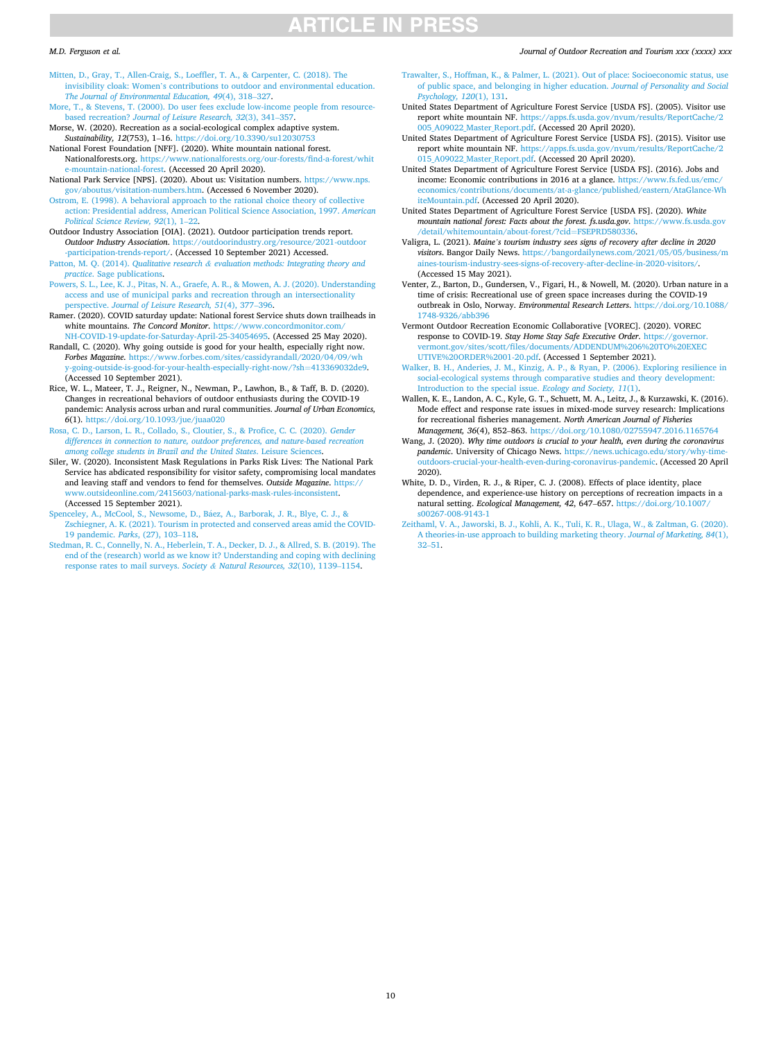Mitten, D., Gray, T., Allen-Craig, S., Loeffler, T. A., & Carpenter, C. (2018). The invisibility cloak: Women's contributions to outdoor and environmental education. *The Journal of Environmental Education, 49*(4), 318–327.

More, T., & Stevens, T. (2000). Do user fees exclude low-income people from resource-based recreation? *Journal of Leisure Research, 32*(3), 341–357.

Morse, W. (2020). Recreation as a social-ecological complex adaptive system. *Sustainability, 12*(753), 1–16. https://doi.org/10.3390/su12030753

National Forest Foundation [NFF]. (2020). White mountain national forest. Nationalforests.org. https://www.nationalforests.org/our-forests/find-a-forest/white-mountain-national-forest. (Accessed 20 April 2020).

National Park Service [NPS]. (2020). About us: Visitation numbers. https://www.nps.gov/aboutus/visitation-numbers.htm. (Accessed 6 November 2020).

Ostrom, E. (1998). A behavioral approach to the rational choice theory of collective action: Presidential address, American Political Science Association, 1997. *American Political Science Review, 92*(1), 1–22.

Outdoor Industry Association [OIA]. (2021). Outdoor participation trends report. *Outdoor Industry Association*. https://outdoorindustry.org/resource/2021-outdoor-participation-trends-report/. (Accessed 10 September 2021) Accessed.

Patton, M. Q. (2014). *Qualitative research & evaluation methods: Integrating theory and practice*. Sage publications.

Powers, S. L., Lee, K. J., Pitas, N. A., Graefe, A. R., & Mowen, A. J. (2020). Understanding access and use of municipal parks and recreation through an intersectionality perspective. *Journal of Leisure Research, 51*(4), 377–396.

Ramer. (2020). COVID saturday update: National forest Service shuts down trailheads in white mountains. *The Concord Monitor*. https://www.concordmonitor.com/NH-COVID-19-update-for-Saturday-April-25-34054695. (Accessed 25 May 2020).

Randall, C. (2020). Why going outside is good for your health, especially right now. *Forbes Magazine*. https://www.forbes.com/sites/cassidyrandall/2020/04/09/why-going-outside-is-good-for-your-health-especially-right-now/?sh=413369032de9. (Accessed 10 September 2021).

Rice, W. L., Mateer, T. J., Reigner, N., Newman, P., Lawhon, B., & Taff, B. D. (2020). Changes in recreational behaviors of outdoor enthusiasts during the COVID-19 pandemic: Analysis across urban and rural communities. *Journal of Urban Economics, 6*(1). https://doi.org/10.1093/jue/juaa020

Rosa, C. D., Larson, L. R., Collado, S., Cloutier, S., & Profice, C. C. (2020). *Gender differences in connection to nature, outdoor preferences, and nature-based recreation among college students in Brazil and the United States*. Leisure Sciences.

Siler, W. (2020). Inconsistent Mask Regulations in Parks Risk Lives: The National Park Service has abdicated responsibility for visitor safety, compromising local mandates and leaving staff and vendors to fend for themselves. *Outside Magazine*. https://www.outsideonline.com/2415603/national-parks-mask-rules-inconsistent. (Accessed 15 September 2021).

Spenceley, A., McCool, S., Newsome, D., Báez, A., Barborak, J. R., Blye, C. J., & Zschiegner, A. K. (2021). Tourism in protected and conserved areas amid the COVID-19 pandemic. *Parks*, (27), 103–118.

Stedman, R. C., Connelly, N. A., Heberlein, T. A., Decker, D. J., & Allred, S. B. (2019). The end of the (research) world as we know it? Understanding and coping with declining response rates to mail surveys. *Society & Natural Resources, 32*(10), 1139–1154.

Trawalter, S., Hoffman, K., & Palmer, L. (2021). Out of place: Socioeconomic status, use of public space, and belonging in higher education. *Journal of Personality and Social Psychology, 120*(1), 131.

United States Department of Agriculture Forest Service [USDA FS]. (2005). Visitor use report white mountain NF. https://apps.fs.usda.gov/nvum/results/ReportCache/2005_A09022_Master_Report.pdf. (Accessed 20 April 2020).

United States Department of Agriculture Forest Service [USDA FS]. (2015). Visitor use report white mountain NF. https://apps.fs.usda.gov/nvum/results/ReportCache/2015_A09022_Master_Report.pdf. (Accessed 20 April 2020).

United States Department of Agriculture Forest Service [USDA FS]. (2016). Jobs and income: Economic contributions in 2016 at a glance. https://www.fs.fed.us/emc/economics/contributions/documents/at-a-glance/published/eastern/AtaGlance-WhiteMountain.pdf. (Accessed 20 April 2020).

United States Department of Agriculture Forest Service [USDA FS]. (2020). *White mountain national forest: Facts about the forest. fs.usda.gov*. https://www.fs.usda.gov/detail/whitemountain/about-forest/?cid=FSEPRD580336.

Valigra, L. (2021). *Maine's tourism industry sees signs of recovery after decline in 2020 visitors*. Bangor Daily News. https://bangordailynews.com/2021/05/05/business/maines-tourism-industry-sees-signs-of-recovery-after-decline-in-2020-visitors/. (Accessed 15 May 2021).

Venter, Z., Barton, D., Gundersen, V., Figari, H., & Nowell, M. (2020). Urban nature in a time of crisis: Recreational use of green space increases during the COVID-19 outbreak in Oslo, Norway. *Environmental Research Letters*. https://doi.org/10.1088/1748-9326/abb396

Vermont Outdoor Recreation Economic Collaborative [VOREC]. (2020). VOREC response to COVID-19. *Stay Home Stay Safe Executive Order*. https://governor.vermont.gov/sites/scott/files/documents/ADDENDUM%206%20TO%20EXECUTIVE%20ORDER%2001-20.pdf. (Accessed 1 September 2021).

Walker, B. H., Anderies, J. M., Kinzig, A. P., & Ryan, P. (2006). Exploring resilience in social-ecological systems through comparative studies and theory development: Introduction to the special issue. *Ecology and Society, 11*(1).

Wallen, K. E., Landon, A. C., Kyle, G. T., Schuett, M. A., Leitz, J., & Kurzawski, K. (2016). Mode effect and response rate issues in mixed-mode survey research: Implications for recreational fisheries management. *North American Journal of Fisheries Management, 36*(4), 852–863. https://doi.org/10.1080/02755947.2016.1165764

Wang, J. (2020). *Why time outdoors is crucial to your health, even during the coronavirus pandemic*. University of Chicago News. https://news.uchicago.edu/story/why-time-outdoors-crucial-your-health-even-during-coronavirus-pandemic. (Accessed 20 April 2020).

White, D. D., Virden, R. J., & Riper, C. J. (2008). Effects of place identity, place dependence, and experience-use history on perceptions of recreation impacts in a natural setting. *Ecological Management, 42*, 647–657. https://doi.org/10.1007/s00267-008-9143-1

Zeithaml, V. A., Jaworski, B. J., Kohli, A. K., Tuli, K. R., Ulaga, W., & Zaltman, G. (2020). A theories-in-use approach to building marketing theory. *Journal of Marketing, 84*(1), 32–51.